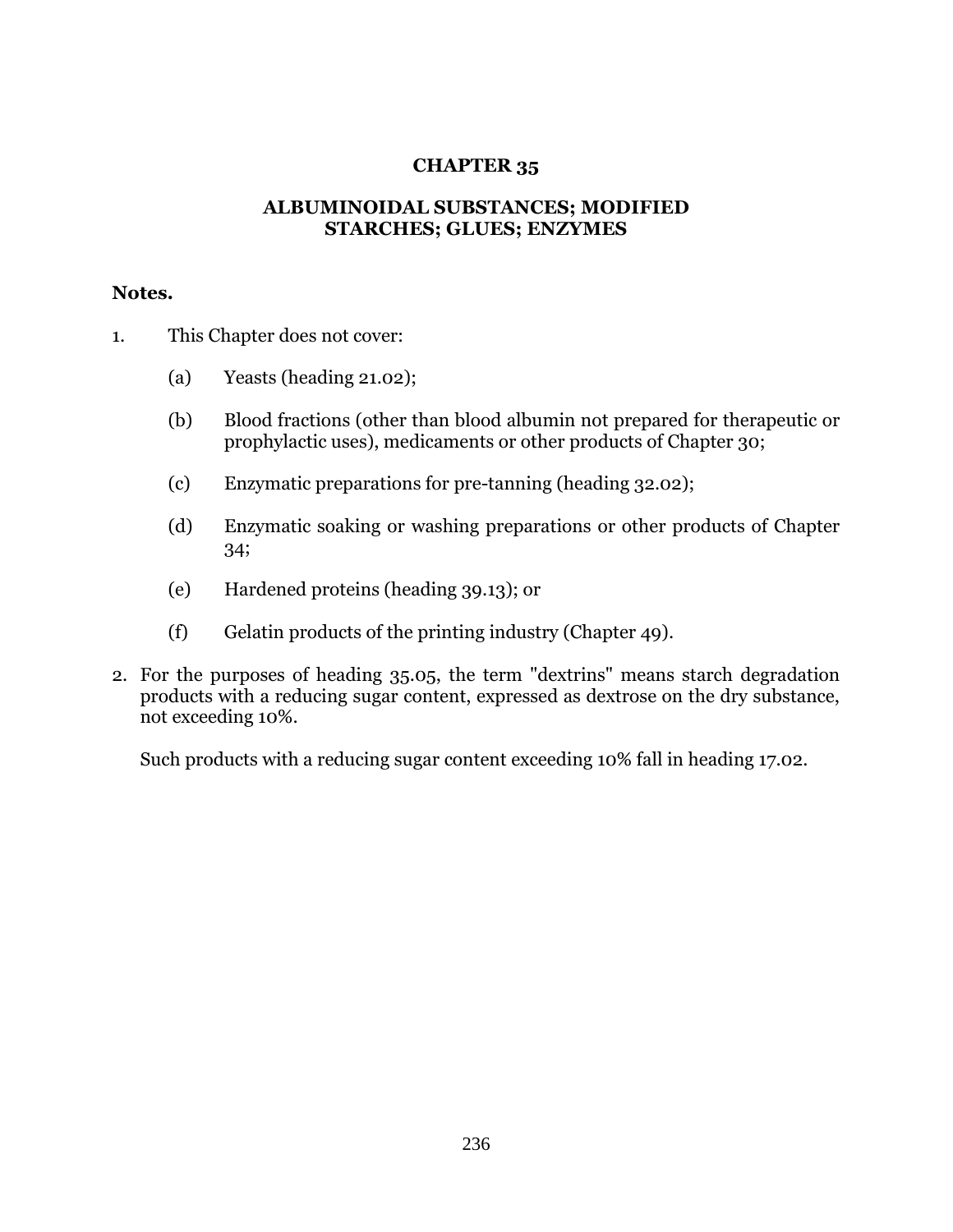# CHAPTER 35

## ALBUMINOIDAL SUBSTANCES; MODIFIED STARCHES; GLUES; ENZYMES

**Notes.**

1. This Chapter does not cover:

   (a) Yeasts (heading 21.02);

   (b) Blood fractions (other than blood albumin not prepared for therapeutic or prophylactic uses), medicaments or other products of Chapter 30;

   (c) Enzymatic preparations for pre-tanning (heading 32.02);

   (d) Enzymatic soaking or washing preparations or other products of Chapter 34;

   (e) Hardened proteins (heading 39.13); or

   (f) Gelatin products of the printing industry (Chapter 49).

2. For the purposes of heading 35.05, the term "dextrins" means starch degradation products with a reducing sugar content, expressed as dextrose on the dry substance, not exceeding 10%.

   Such products with a reducing sugar content exceeding 10% fall in heading 17.02.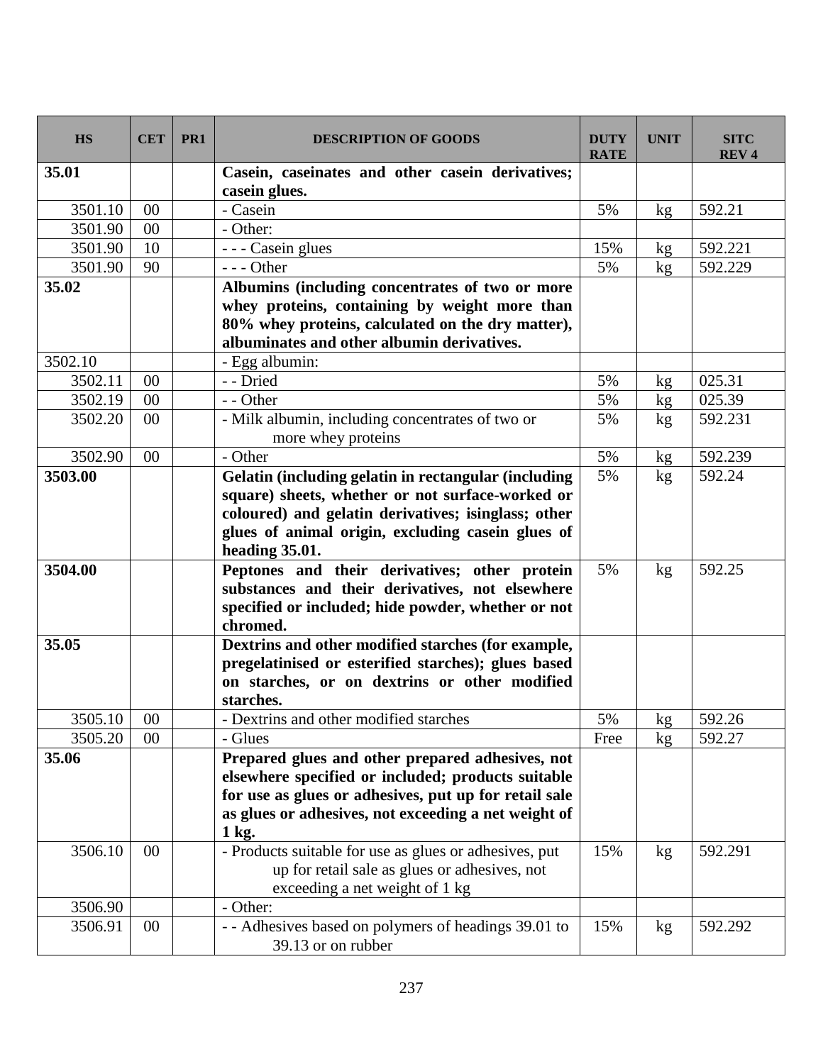| HS | CET | PR1 | DESCRIPTION OF GOODS | DUTY RATE | UNIT | SITC REV 4 |
|---|---|---|---|---|---|---|
| **35.01** | | | **Casein, caseinates and other casein derivatives; casein glues.** | | | |
| 3501.10 | 00 | | - Casein | 5% | kg | 592.21 |
| 3501.90 | 00 | | - Other: | | | |
| 3501.90 | 10 | | - - - Casein glues | 15% | kg | 592.221 |
| 3501.90 | 90 | | - - - Other | 5% | kg | 592.229 |
| **35.02** | | | **Albumins (including concentrates of two or more whey proteins, containing by weight more than 80% whey proteins, calculated on the dry matter), albuminates and other albumin derivatives.** | | | |
| 3502.10 | | | - Egg albumin: | | | |
| 3502.11 | 00 | | - - Dried | 5% | kg | 025.31 |
| 3502.19 | 00 | | - - Other | 5% | kg | 025.39 |
| 3502.20 | 00 | | - Milk albumin, including concentrates of two or more whey proteins | 5% | kg | 592.231 |
| 3502.90 | 00 | | - Other | 5% | kg | 592.239 |
| **3503.00** | | | **Gelatin (including gelatin in rectangular (including square) sheets, whether or not surface-worked or coloured) and gelatin derivatives; isinglass; other glues of animal origin, excluding casein glues of heading 35.01.** | 5% | kg | 592.24 |
| **3504.00** | | | **Peptones and their derivatives; other protein substances and their derivatives, not elsewhere specified or included; hide powder, whether or not chromed.** | 5% | kg | 592.25 |
| **35.05** | | | **Dextrins and other modified starches (for example, pregelatinised or esterified starches); glues based on starches, or on dextrins or other modified starches.** | | | |
| 3505.10 | 00 | | - Dextrins and other modified starches | 5% | kg | 592.26 |
| 3505.20 | 00 | | - Glues | Free | kg | 592.27 |
| **35.06** | | | **Prepared glues and other prepared adhesives, not elsewhere specified or included; products suitable for use as glues or adhesives, put up for retail sale as glues or adhesives, not exceeding a net weight of 1 kg.** | | | |
| 3506.10 | 00 | | - Products suitable for use as glues or adhesives, put up for retail sale as glues or adhesives, not exceeding a net weight of 1 kg | 15% | kg | 592.291 |
| 3506.90 | | | - Other: | | | |
| 3506.91 | 00 | | - - Adhesives based on polymers of headings 39.01 to 39.13 or on rubber | 15% | kg | 592.292 |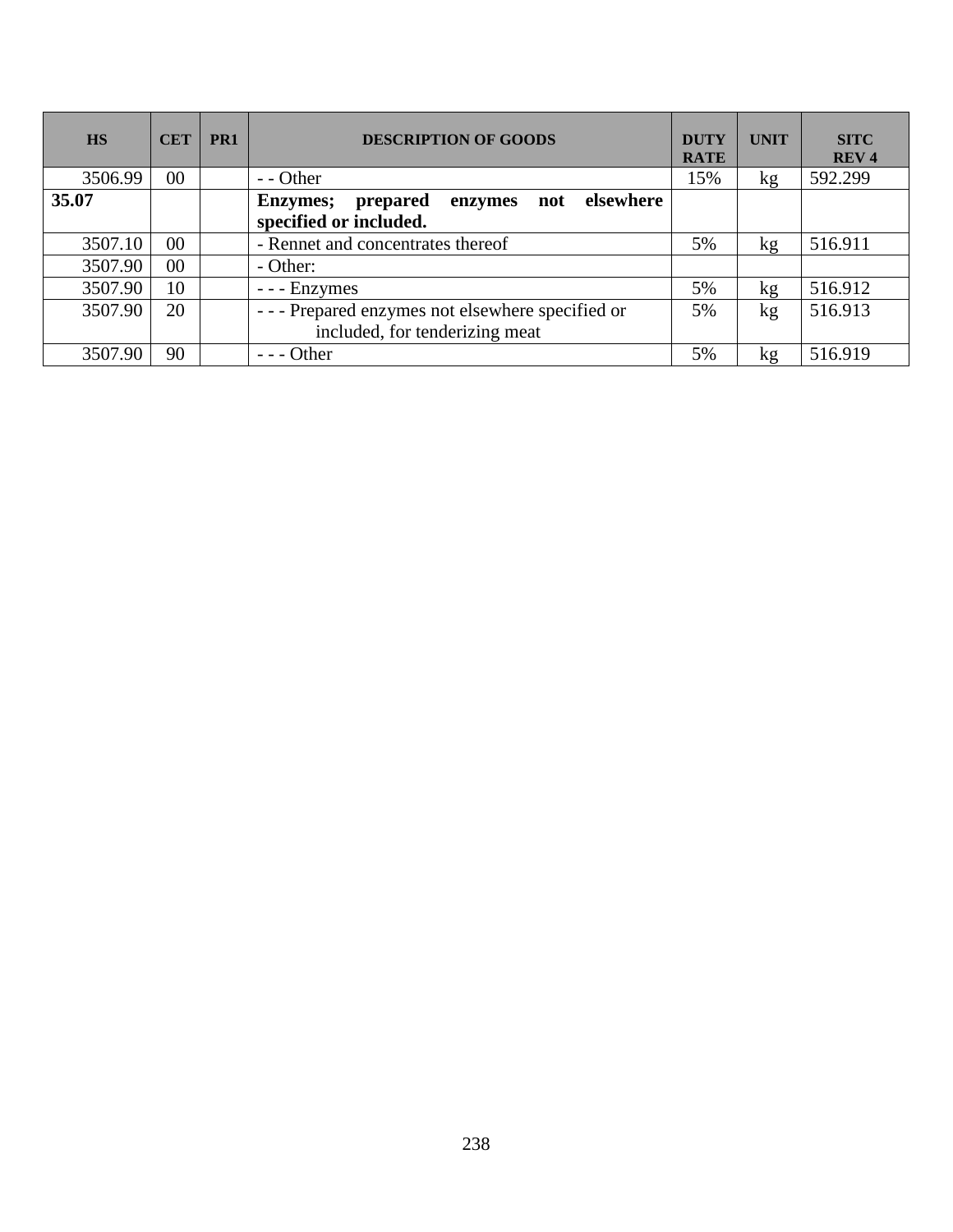| HS | CET | PR1 | DESCRIPTION OF GOODS | DUTY RATE | UNIT | SITC REV 4 |
|---|---|---|---|---|---|---|
| 3506.99 | 00 | | - - Other | 15% | kg | 592.299 |
| **35.07** | | | **Enzymes; prepared enzymes not elsewhere specified or included.** | | | |
| 3507.10 | 00 | | - Rennet and concentrates thereof | 5% | kg | 516.911 |
| 3507.90 | 00 | | - Other: | | | |
| 3507.90 | 10 | | - - - Enzymes | 5% | kg | 516.912 |
| 3507.90 | 20 | | - - - Prepared enzymes not elsewhere specified or included, for tenderizing meat | 5% | kg | 516.913 |
| 3507.90 | 90 | | - - - Other | 5% | kg | 516.919 |